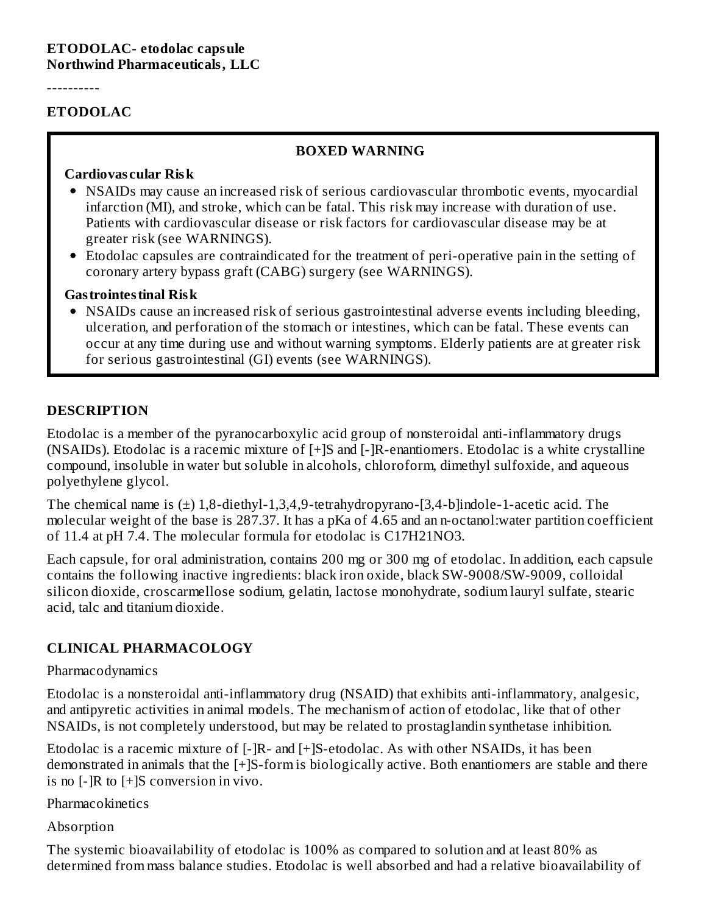**ETODOLAC- etodolac capsule**
**Northwind Pharmaceuticals, LLC**

----------

# ETODOLAC

**BOXED WARNING**

**Cardiovascular Risk**

- NSAIDs may cause an increased risk of serious cardiovascular thrombotic events, myocardial infarction (MI), and stroke, which can be fatal. This risk may increase with duration of use. Patients with cardiovascular disease or risk factors for cardiovascular disease may be at greater risk (see WARNINGS).
- Etodolac capsules are contraindicated for the treatment of peri-operative pain in the setting of coronary artery bypass graft (CABG) surgery (see WARNINGS).

**Gastrointestinal Risk**

- NSAIDs cause an increased risk of serious gastrointestinal adverse events including bleeding, ulceration, and perforation of the stomach or intestines, which can be fatal. These events can occur at any time during use and without warning symptoms. Elderly patients are at greater risk for serious gastrointestinal (GI) events (see WARNINGS).

## DESCRIPTION

Etodolac is a member of the pyranocarboxylic acid group of nonsteroidal anti-inflammatory drugs (NSAIDs). Etodolac is a racemic mixture of [+]S and [-]R-enantiomers. Etodolac is a white crystalline compound, insoluble in water but soluble in alcohols, chloroform, dimethyl sulfoxide, and aqueous polyethylene glycol.

The chemical name is (±) 1,8-diethyl-1,3,4,9-tetrahydropyrano-[3,4-b]indole-1-acetic acid. The molecular weight of the base is 287.37. It has a pKa of 4.65 and an n-octanol:water partition coefficient of 11.4 at pH 7.4. The molecular formula for etodolac is $C_{17}H_{21}NO_3$.

Each capsule, for oral administration, contains 200 mg or 300 mg of etodolac. In addition, each capsule contains the following inactive ingredients: black iron oxide, black SW-9008/SW-9009, colloidal silicon dioxide, croscarmellose sodium, gelatin, lactose monohydrate, sodium lauryl sulfate, stearic acid, talc and titanium dioxide.

## CLINICAL PHARMACOLOGY

Pharmacodynamics

Etodolac is a nonsteroidal anti-inflammatory drug (NSAID) that exhibits anti-inflammatory, analgesic, and antipyretic activities in animal models. The mechanism of action of etodolac, like that of other NSAIDs, is not completely understood, but may be related to prostaglandin synthetase inhibition.

Etodolac is a racemic mixture of [-]R- and [+]S-etodolac. As with other NSAIDs, it has been demonstrated in animals that the [+]S-form is biologically active. Both enantiomers are stable and there is no [-]R to [+]S conversion in vivo.

Pharmacokinetics

Absorption

The systemic bioavailability of etodolac is 100% as compared to solution and at least 80% as determined from mass balance studies. Etodolac is well absorbed and had a relative bioavailability of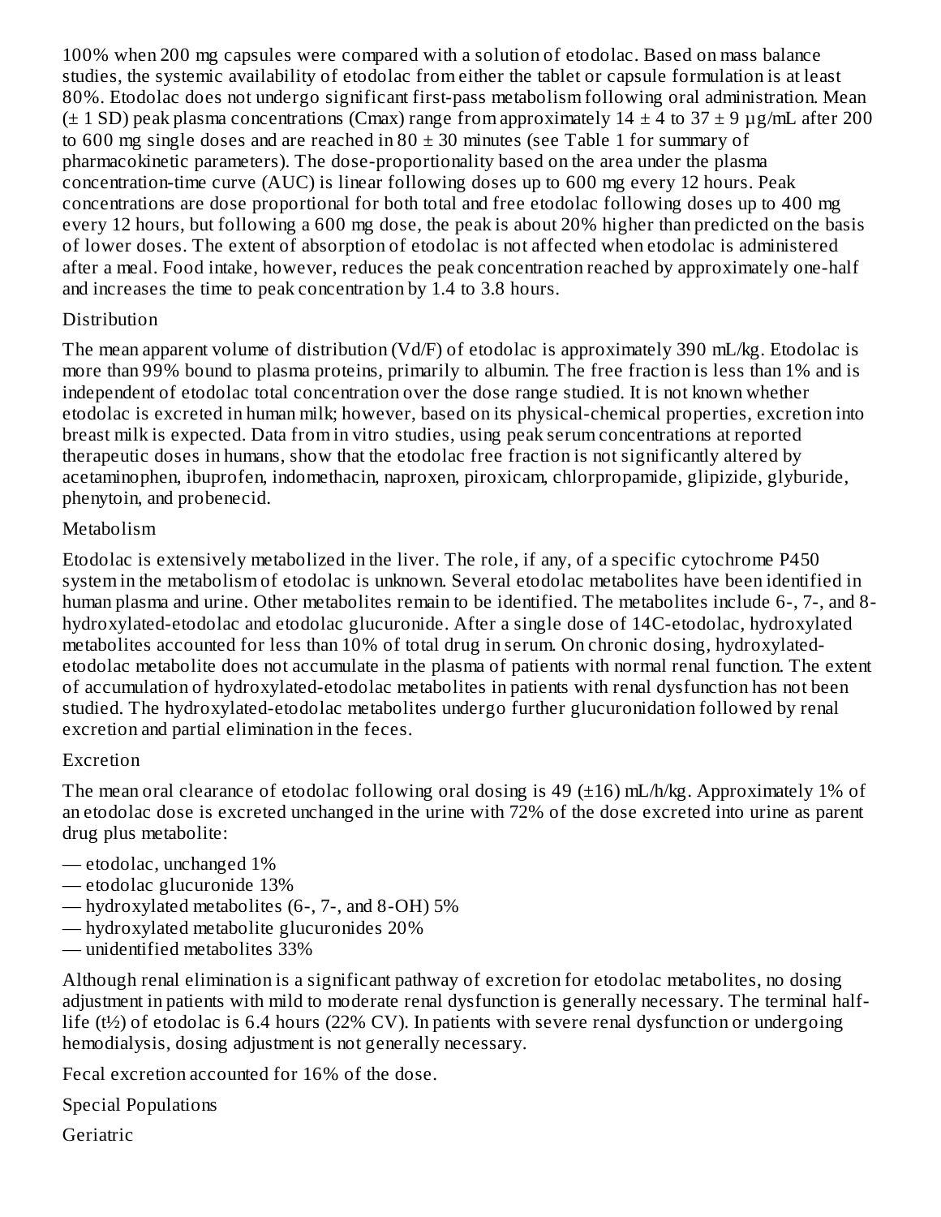100% when 200 mg capsules were compared with a solution of etodolac. Based on mass balance studies, the systemic availability of etodolac from either the tablet or capsule formulation is at least 80%. Etodolac does not undergo significant first-pass metabolism following oral administration. Mean (± 1 SD) peak plasma concentrations (Cmax) range from approximately 14 ± 4 to 37 ± 9 µg/mL after 200 to 600 mg single doses and are reached in 80 ± 30 minutes (see Table 1 for summary of pharmacokinetic parameters). The dose-proportionality based on the area under the plasma concentration-time curve (AUC) is linear following doses up to 600 mg every 12 hours. Peak concentrations are dose proportional for both total and free etodolac following doses up to 400 mg every 12 hours, but following a 600 mg dose, the peak is about 20% higher than predicted on the basis of lower doses. The extent of absorption of etodolac is not affected when etodolac is administered after a meal. Food intake, however, reduces the peak concentration reached by approximately one-half and increases the time to peak concentration by 1.4 to 3.8 hours.

Distribution

The mean apparent volume of distribution (Vd/F) of etodolac is approximately 390 mL/kg. Etodolac is more than 99% bound to plasma proteins, primarily to albumin. The free fraction is less than 1% and is independent of etodolac total concentration over the dose range studied. It is not known whether etodolac is excreted in human milk; however, based on its physical-chemical properties, excretion into breast milk is expected. Data from in vitro studies, using peak serum concentrations at reported therapeutic doses in humans, show that the etodolac free fraction is not significantly altered by acetaminophen, ibuprofen, indomethacin, naproxen, piroxicam, chlorpropamide, glipizide, glyburide, phenytoin, and probenecid.

Metabolism

Etodolac is extensively metabolized in the liver. The role, if any, of a specific cytochrome P450 system in the metabolism of etodolac is unknown. Several etodolac metabolites have been identified in human plasma and urine. Other metabolites remain to be identified. The metabolites include 6-, 7-, and 8-hydroxylated-etodolac and etodolac glucuronide. After a single dose of 14C-etodolac, hydroxylated metabolites accounted for less than 10% of total drug in serum. On chronic dosing, hydroxylated-etodolac metabolite does not accumulate in the plasma of patients with normal renal function. The extent of accumulation of hydroxylated-etodolac metabolites in patients with renal dysfunction has not been studied. The hydroxylated-etodolac metabolites undergo further glucuronidation followed by renal excretion and partial elimination in the feces.

Excretion

The mean oral clearance of etodolac following oral dosing is 49 (±16) mL/h/kg. Approximately 1% of an etodolac dose is excreted unchanged in the urine with 72% of the dose excreted into urine as parent drug plus metabolite:

— etodolac, unchanged 1%
— etodolac glucuronide 13%
— hydroxylated metabolites (6-, 7-, and 8-OH) 5%
— hydroxylated metabolite glucuronides 20%
— unidentified metabolites 33%

Although renal elimination is a significant pathway of excretion for etodolac metabolites, no dosing adjustment in patients with mild to moderate renal dysfunction is generally necessary. The terminal half-life ($t_{½}$) of etodolac is 6.4 hours (22% CV). In patients with severe renal dysfunction or undergoing hemodialysis, dosing adjustment is not generally necessary.

Fecal excretion accounted for 16% of the dose.

Special Populations

Geriatric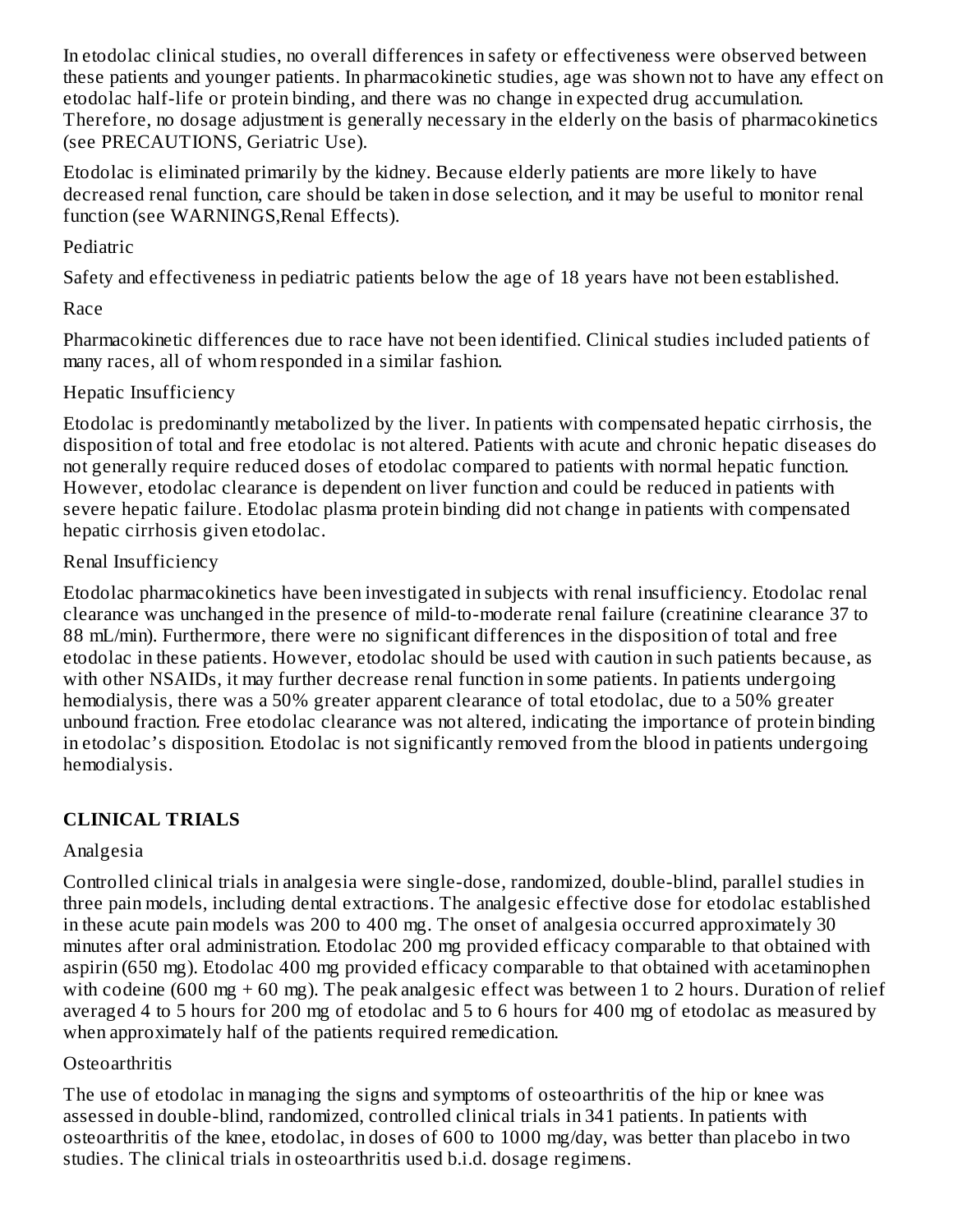In etodolac clinical studies, no overall differences in safety or effectiveness were observed between these patients and younger patients. In pharmacokinetic studies, age was shown not to have any effect on etodolac half-life or protein binding, and there was no change in expected drug accumulation. Therefore, no dosage adjustment is generally necessary in the elderly on the basis of pharmacokinetics (see PRECAUTIONS, Geriatric Use).

Etodolac is eliminated primarily by the kidney. Because elderly patients are more likely to have decreased renal function, care should be taken in dose selection, and it may be useful to monitor renal function (see WARNINGS,Renal Effects).

Pediatric

Safety and effectiveness in pediatric patients below the age of 18 years have not been established.

Race

Pharmacokinetic differences due to race have not been identified. Clinical studies included patients of many races, all of whom responded in a similar fashion.

Hepatic Insufficiency

Etodolac is predominantly metabolized by the liver. In patients with compensated hepatic cirrhosis, the disposition of total and free etodolac is not altered. Patients with acute and chronic hepatic diseases do not generally require reduced doses of etodolac compared to patients with normal hepatic function. However, etodolac clearance is dependent on liver function and could be reduced in patients with severe hepatic failure. Etodolac plasma protein binding did not change in patients with compensated hepatic cirrhosis given etodolac.

Renal Insufficiency

Etodolac pharmacokinetics have been investigated in subjects with renal insufficiency. Etodolac renal clearance was unchanged in the presence of mild-to-moderate renal failure (creatinine clearance 37 to 88 mL/min). Furthermore, there were no significant differences in the disposition of total and free etodolac in these patients. However, etodolac should be used with caution in such patients because, as with other NSAIDs, it may further decrease renal function in some patients. In patients undergoing hemodialysis, there was a 50% greater apparent clearance of total etodolac, due to a 50% greater unbound fraction. Free etodolac clearance was not altered, indicating the importance of protein binding in etodolac's disposition. Etodolac is not significantly removed from the blood in patients undergoing hemodialysis.

## CLINICAL TRIALS

Analgesia

Controlled clinical trials in analgesia were single-dose, randomized, double-blind, parallel studies in three pain models, including dental extractions. The analgesic effective dose for etodolac established in these acute pain models was 200 to 400 mg. The onset of analgesia occurred approximately 30 minutes after oral administration. Etodolac 200 mg provided efficacy comparable to that obtained with aspirin (650 mg). Etodolac 400 mg provided efficacy comparable to that obtained with acetaminophen with codeine (600 mg + 60 mg). The peak analgesic effect was between 1 to 2 hours. Duration of relief averaged 4 to 5 hours for 200 mg of etodolac and 5 to 6 hours for 400 mg of etodolac as measured by when approximately half of the patients required remedication.

Osteoarthritis

The use of etodolac in managing the signs and symptoms of osteoarthritis of the hip or knee was assessed in double-blind, randomized, controlled clinical trials in 341 patients. In patients with osteoarthritis of the knee, etodolac, in doses of 600 to 1000 mg/day, was better than placebo in two studies. The clinical trials in osteoarthritis used b.i.d. dosage regimens.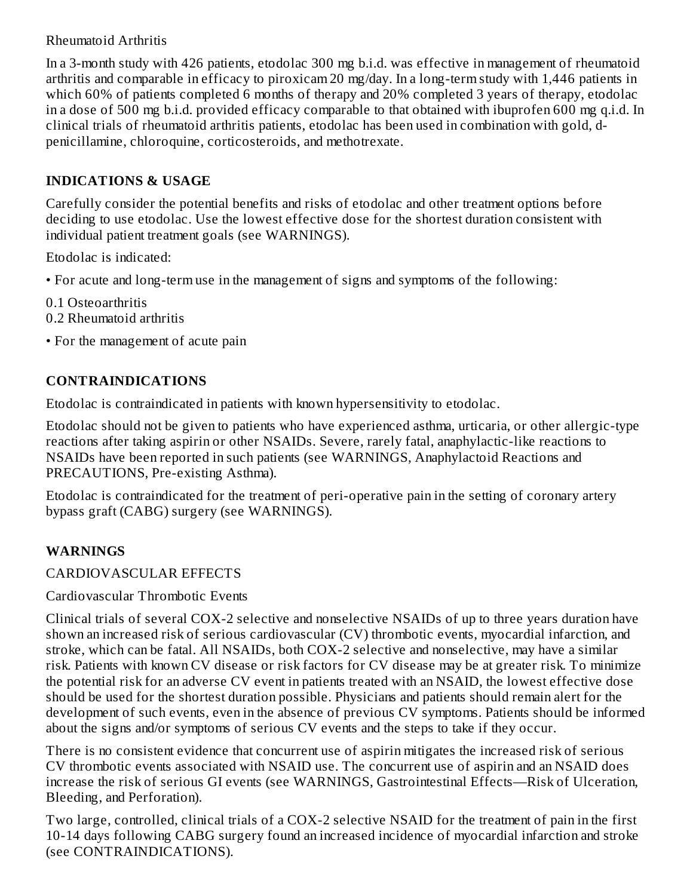Rheumatoid Arthritis

In a 3-month study with 426 patients, etodolac 300 mg b.i.d. was effective in management of rheumatoid arthritis and comparable in efficacy to piroxicam 20 mg/day. In a long-term study with 1,446 patients in which 60% of patients completed 6 months of therapy and 20% completed 3 years of therapy, etodolac in a dose of 500 mg b.i.d. provided efficacy comparable to that obtained with ibuprofen 600 mg q.i.d. In clinical trials of rheumatoid arthritis patients, etodolac has been used in combination with gold, d-penicillamine, chloroquine, corticosteroids, and methotrexate.

## INDICATIONS & USAGE

Carefully consider the potential benefits and risks of etodolac and other treatment options before deciding to use etodolac. Use the lowest effective dose for the shortest duration consistent with individual patient treatment goals (see WARNINGS).

Etodolac is indicated:

- For acute and long-term use in the management of signs and symptoms of the following:

0.1 Osteoarthritis
0.2 Rheumatoid arthritis

- For the management of acute pain

## CONTRAINDICATIONS

Etodolac is contraindicated in patients with known hypersensitivity to etodolac.

Etodolac should not be given to patients who have experienced asthma, urticaria, or other allergic-type reactions after taking aspirin or other NSAIDs. Severe, rarely fatal, anaphylactic-like reactions to NSAIDs have been reported in such patients (see WARNINGS, Anaphylactoid Reactions and PRECAUTIONS, Pre-existing Asthma).

Etodolac is contraindicated for the treatment of peri-operative pain in the setting of coronary artery bypass graft (CABG) surgery (see WARNINGS).

## WARNINGS

CARDIOVASCULAR EFFECTS

Cardiovascular Thrombotic Events

Clinical trials of several COX-2 selective and nonselective NSAIDs of up to three years duration have shown an increased risk of serious cardiovascular (CV) thrombotic events, myocardial infarction, and stroke, which can be fatal. All NSAIDs, both COX-2 selective and nonselective, may have a similar risk. Patients with known CV disease or risk factors for CV disease may be at greater risk. To minimize the potential risk for an adverse CV event in patients treated with an NSAID, the lowest effective dose should be used for the shortest duration possible. Physicians and patients should remain alert for the development of such events, even in the absence of previous CV symptoms. Patients should be informed about the signs and/or symptoms of serious CV events and the steps to take if they occur.

There is no consistent evidence that concurrent use of aspirin mitigates the increased risk of serious CV thrombotic events associated with NSAID use. The concurrent use of aspirin and an NSAID does increase the risk of serious GI events (see WARNINGS, Gastrointestinal Effects—Risk of Ulceration, Bleeding, and Perforation).

Two large, controlled, clinical trials of a COX-2 selective NSAID for the treatment of pain in the first 10-14 days following CABG surgery found an increased incidence of myocardial infarction and stroke (see CONTRAINDICATIONS).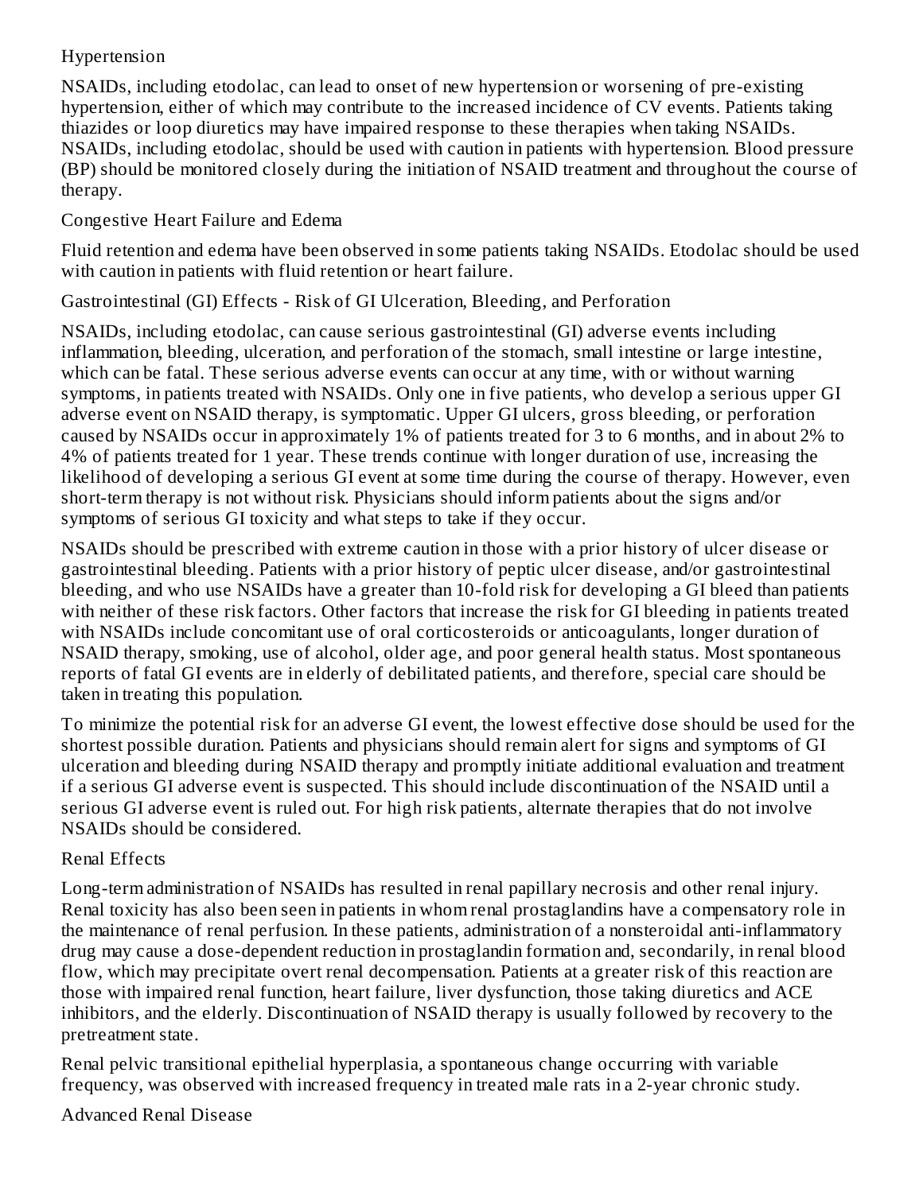### Hypertension

NSAIDs, including etodolac, can lead to onset of new hypertension or worsening of pre-existing hypertension, either of which may contribute to the increased incidence of CV events. Patients taking thiazides or loop diuretics may have impaired response to these therapies when taking NSAIDs. NSAIDs, including etodolac, should be used with caution in patients with hypertension. Blood pressure (BP) should be monitored closely during the initiation of NSAID treatment and throughout the course of therapy.

### Congestive Heart Failure and Edema

Fluid retention and edema have been observed in some patients taking NSAIDs. Etodolac should be used with caution in patients with fluid retention or heart failure.

### Gastrointestinal (GI) Effects - Risk of GI Ulceration, Bleeding, and Perforation

NSAIDs, including etodolac, can cause serious gastrointestinal (GI) adverse events including inflammation, bleeding, ulceration, and perforation of the stomach, small intestine or large intestine, which can be fatal. These serious adverse events can occur at any time, with or without warning symptoms, in patients treated with NSAIDs. Only one in five patients, who develop a serious upper GI adverse event on NSAID therapy, is symptomatic. Upper GI ulcers, gross bleeding, or perforation caused by NSAIDs occur in approximately 1% of patients treated for 3 to 6 months, and in about 2% to 4% of patients treated for 1 year. These trends continue with longer duration of use, increasing the likelihood of developing a serious GI event at some time during the course of therapy. However, even short-term therapy is not without risk. Physicians should inform patients about the signs and/or symptoms of serious GI toxicity and what steps to take if they occur.

NSAIDs should be prescribed with extreme caution in those with a prior history of ulcer disease or gastrointestinal bleeding. Patients with a prior history of peptic ulcer disease, and/or gastrointestinal bleeding, and who use NSAIDs have a greater than 10-fold risk for developing a GI bleed than patients with neither of these risk factors. Other factors that increase the risk for GI bleeding in patients treated with NSAIDs include concomitant use of oral corticosteroids or anticoagulants, longer duration of NSAID therapy, smoking, use of alcohol, older age, and poor general health status. Most spontaneous reports of fatal GI events are in elderly of debilitated patients, and therefore, special care should be taken in treating this population.

To minimize the potential risk for an adverse GI event, the lowest effective dose should be used for the shortest possible duration. Patients and physicians should remain alert for signs and symptoms of GI ulceration and bleeding during NSAID therapy and promptly initiate additional evaluation and treatment if a serious GI adverse event is suspected. This should include discontinuation of the NSAID until a serious GI adverse event is ruled out. For high risk patients, alternate therapies that do not involve NSAIDs should be considered.

### Renal Effects

Long-term administration of NSAIDs has resulted in renal papillary necrosis and other renal injury. Renal toxicity has also been seen in patients in whom renal prostaglandins have a compensatory role in the maintenance of renal perfusion. In these patients, administration of a nonsteroidal anti-inflammatory drug may cause a dose-dependent reduction in prostaglandin formation and, secondarily, in renal blood flow, which may precipitate overt renal decompensation. Patients at a greater risk of this reaction are those with impaired renal function, heart failure, liver dysfunction, those taking diuretics and ACE inhibitors, and the elderly. Discontinuation of NSAID therapy is usually followed by recovery to the pretreatment state.

Renal pelvic transitional epithelial hyperplasia, a spontaneous change occurring with variable frequency, was observed with increased frequency in treated male rats in a 2-year chronic study.

### Advanced Renal Disease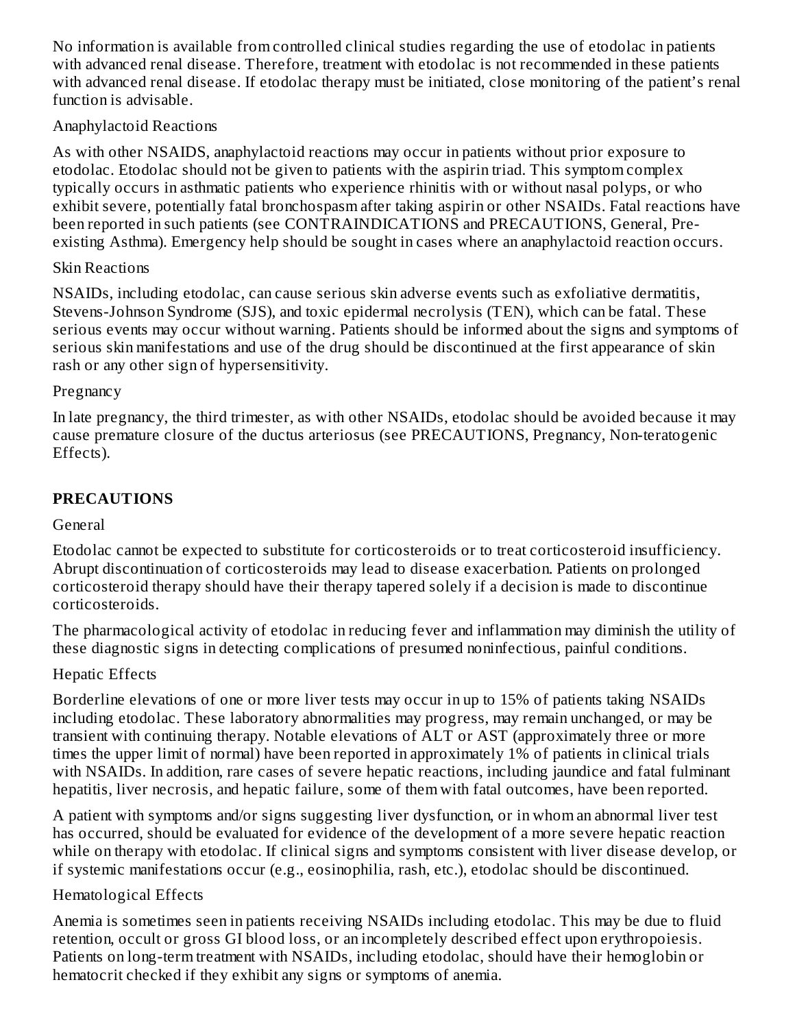No information is available from controlled clinical studies regarding the use of etodolac in patients with advanced renal disease. Therefore, treatment with etodolac is not recommended in these patients with advanced renal disease. If etodolac therapy must be initiated, close monitoring of the patient's renal function is advisable.

Anaphylactoid Reactions

As with other NSAIDS, anaphylactoid reactions may occur in patients without prior exposure to etodolac. Etodolac should not be given to patients with the aspirin triad. This symptom complex typically occurs in asthmatic patients who experience rhinitis with or without nasal polyps, or who exhibit severe, potentially fatal bronchospasm after taking aspirin or other NSAIDs. Fatal reactions have been reported in such patients (see CONTRAINDICATIONS and PRECAUTIONS, General, Pre-existing Asthma). Emergency help should be sought in cases where an anaphylactoid reaction occurs.

Skin Reactions

NSAIDs, including etodolac, can cause serious skin adverse events such as exfoliative dermatitis, Stevens-Johnson Syndrome (SJS), and toxic epidermal necrolysis (TEN), which can be fatal. These serious events may occur without warning. Patients should be informed about the signs and symptoms of serious skin manifestations and use of the drug should be discontinued at the first appearance of skin rash or any other sign of hypersensitivity.

Pregnancy

In late pregnancy, the third trimester, as with other NSAIDs, etodolac should be avoided because it may cause premature closure of the ductus arteriosus (see PRECAUTIONS, Pregnancy, Non-teratogenic Effects).

## PRECAUTIONS

General

Etodolac cannot be expected to substitute for corticosteroids or to treat corticosteroid insufficiency. Abrupt discontinuation of corticosteroids may lead to disease exacerbation. Patients on prolonged corticosteroid therapy should have their therapy tapered solely if a decision is made to discontinue corticosteroids.

The pharmacological activity of etodolac in reducing fever and inflammation may diminish the utility of these diagnostic signs in detecting complications of presumed noninfectious, painful conditions.

Hepatic Effects

Borderline elevations of one or more liver tests may occur in up to 15% of patients taking NSAIDs including etodolac. These laboratory abnormalities may progress, may remain unchanged, or may be transient with continuing therapy. Notable elevations of ALT or AST (approximately three or more times the upper limit of normal) have been reported in approximately 1% of patients in clinical trials with NSAIDs. In addition, rare cases of severe hepatic reactions, including jaundice and fatal fulminant hepatitis, liver necrosis, and hepatic failure, some of them with fatal outcomes, have been reported.

A patient with symptoms and/or signs suggesting liver dysfunction, or in whom an abnormal liver test has occurred, should be evaluated for evidence of the development of a more severe hepatic reaction while on therapy with etodolac. If clinical signs and symptoms consistent with liver disease develop, or if systemic manifestations occur (e.g., eosinophilia, rash, etc.), etodolac should be discontinued.

Hematological Effects

Anemia is sometimes seen in patients receiving NSAIDs including etodolac. This may be due to fluid retention, occult or gross GI blood loss, or an incompletely described effect upon erythropoiesis. Patients on long-term treatment with NSAIDs, including etodolac, should have their hemoglobin or hematocrit checked if they exhibit any signs or symptoms of anemia.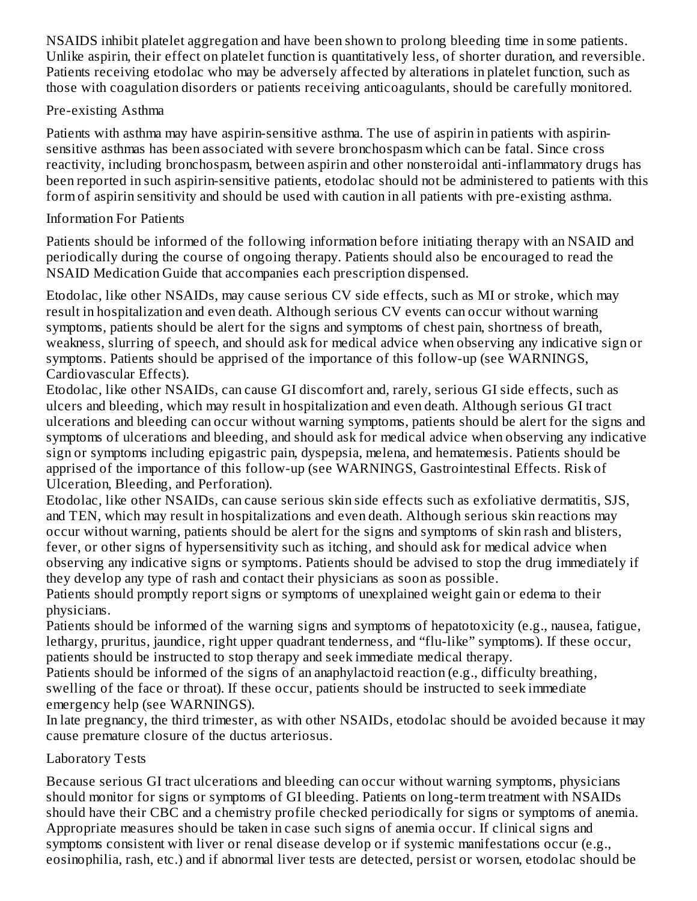NSAIDS inhibit platelet aggregation and have been shown to prolong bleeding time in some patients. Unlike aspirin, their effect on platelet function is quantitatively less, of shorter duration, and reversible. Patients receiving etodolac who may be adversely affected by alterations in platelet function, such as those with coagulation disorders or patients receiving anticoagulants, should be carefully monitored.

### Pre-existing Asthma

Patients with asthma may have aspirin-sensitive asthma. The use of aspirin in patients with aspirin-sensitive asthmas has been associated with severe bronchospasm which can be fatal. Since cross reactivity, including bronchospasm, between aspirin and other nonsteroidal anti-inflammatory drugs has been reported in such aspirin-sensitive patients, etodolac should not be administered to patients with this form of aspirin sensitivity and should be used with caution in all patients with pre-existing asthma.

### Information For Patients

Patients should be informed of the following information before initiating therapy with an NSAID and periodically during the course of ongoing therapy. Patients should also be encouraged to read the NSAID Medication Guide that accompanies each prescription dispensed.

Etodolac, like other NSAIDs, may cause serious CV side effects, such as MI or stroke, which may result in hospitalization and even death. Although serious CV events can occur without warning symptoms, patients should be alert for the signs and symptoms of chest pain, shortness of breath, weakness, slurring of speech, and should ask for medical advice when observing any indicative sign or symptoms. Patients should be apprised of the importance of this follow-up (see WARNINGS, Cardiovascular Effects).
Etodolac, like other NSAIDs, can cause GI discomfort and, rarely, serious GI side effects, such as ulcers and bleeding, which may result in hospitalization and even death. Although serious GI tract ulcerations and bleeding can occur without warning symptoms, patients should be alert for the signs and symptoms of ulcerations and bleeding, and should ask for medical advice when observing any indicative sign or symptoms including epigastric pain, dyspepsia, melena, and hematemesis. Patients should be apprised of the importance of this follow-up (see WARNINGS, Gastrointestinal Effects. Risk of Ulceration, Bleeding, and Perforation).
Etodolac, like other NSAIDs, can cause serious skin side effects such as exfoliative dermatitis, SJS, and TEN, which may result in hospitalizations and even death. Although serious skin reactions may occur without warning, patients should be alert for the signs and symptoms of skin rash and blisters, fever, or other signs of hypersensitivity such as itching, and should ask for medical advice when observing any indicative signs or symptoms. Patients should be advised to stop the drug immediately if they develop any type of rash and contact their physicians as soon as possible.
Patients should promptly report signs or symptoms of unexplained weight gain or edema to their physicians.
Patients should be informed of the warning signs and symptoms of hepatotoxicity (e.g., nausea, fatigue, lethargy, pruritus, jaundice, right upper quadrant tenderness, and "flu-like" symptoms). If these occur, patients should be instructed to stop therapy and seek immediate medical therapy.
Patients should be informed of the signs of an anaphylactoid reaction (e.g., difficulty breathing, swelling of the face or throat). If these occur, patients should be instructed to seek immediate emergency help (see WARNINGS).
In late pregnancy, the third trimester, as with other NSAIDs, etodolac should be avoided because it may cause premature closure of the ductus arteriosus.

### Laboratory Tests

Because serious GI tract ulcerations and bleeding can occur without warning symptoms, physicians should monitor for signs or symptoms of GI bleeding. Patients on long-term treatment with NSAIDs should have their CBC and a chemistry profile checked periodically for signs or symptoms of anemia. Appropriate measures should be taken in case such signs of anemia occur. If clinical signs and symptoms consistent with liver or renal disease develop or if systemic manifestations occur (e.g., eosinophilia, rash, etc.) and if abnormal liver tests are detected, persist or worsen, etodolac should be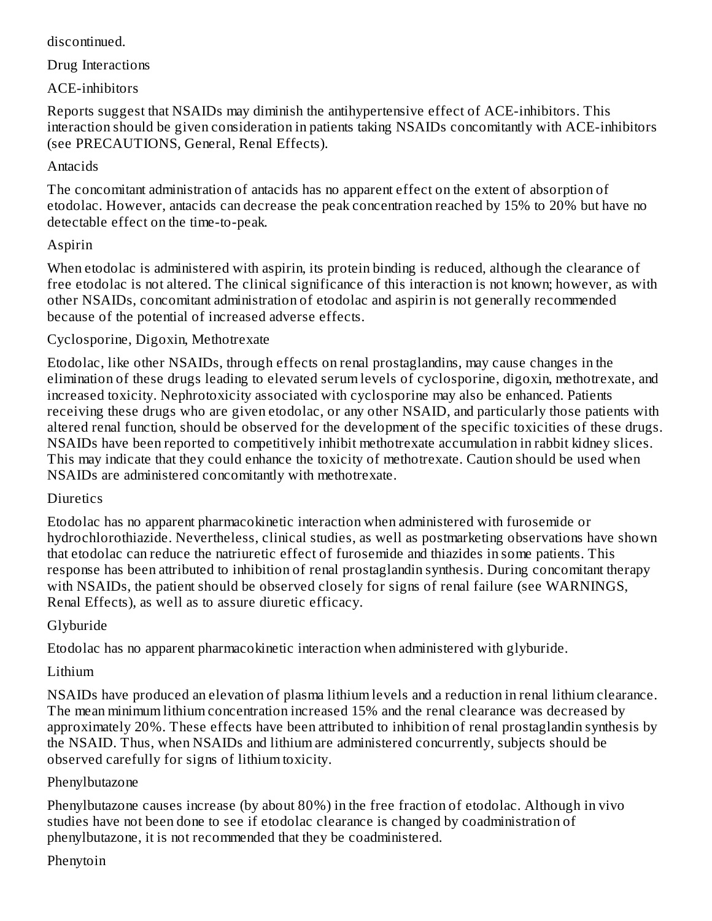discontinued.

## Drug Interactions

### ACE-inhibitors

Reports suggest that NSAIDs may diminish the antihypertensive effect of ACE-inhibitors. This interaction should be given consideration in patients taking NSAIDs concomitantly with ACE-inhibitors (see PRECAUTIONS, General, Renal Effects).

### Antacids

The concomitant administration of antacids has no apparent effect on the extent of absorption of etodolac. However, antacids can decrease the peak concentration reached by 15% to 20% but have no detectable effect on the time-to-peak.

### Aspirin

When etodolac is administered with aspirin, its protein binding is reduced, although the clearance of free etodolac is not altered. The clinical significance of this interaction is not known; however, as with other NSAIDs, concomitant administration of etodolac and aspirin is not generally recommended because of the potential of increased adverse effects.

### Cyclosporine, Digoxin, Methotrexate

Etodolac, like other NSAIDs, through effects on renal prostaglandins, may cause changes in the elimination of these drugs leading to elevated serum levels of cyclosporine, digoxin, methotrexate, and increased toxicity. Nephrotoxicity associated with cyclosporine may also be enhanced. Patients receiving these drugs who are given etodolac, or any other NSAID, and particularly those patients with altered renal function, should be observed for the development of the specific toxicities of these drugs. NSAIDs have been reported to competitively inhibit methotrexate accumulation in rabbit kidney slices. This may indicate that they could enhance the toxicity of methotrexate. Caution should be used when NSAIDs are administered concomitantly with methotrexate.

### Diuretics

Etodolac has no apparent pharmacokinetic interaction when administered with furosemide or hydrochlorothiazide. Nevertheless, clinical studies, as well as postmarketing observations have shown that etodolac can reduce the natriuretic effect of furosemide and thiazides in some patients. This response has been attributed to inhibition of renal prostaglandin synthesis. During concomitant therapy with NSAIDs, the patient should be observed closely for signs of renal failure (see WARNINGS, Renal Effects), as well as to assure diuretic efficacy.

### Glyburide

Etodolac has no apparent pharmacokinetic interaction when administered with glyburide.

### Lithium

NSAIDs have produced an elevation of plasma lithium levels and a reduction in renal lithium clearance. The mean minimum lithium concentration increased 15% and the renal clearance was decreased by approximately 20%. These effects have been attributed to inhibition of renal prostaglandin synthesis by the NSAID. Thus, when NSAIDs and lithium are administered concurrently, subjects should be observed carefully for signs of lithium toxicity.

### Phenylbutazone

Phenylbutazone causes increase (by about 80%) in the free fraction of etodolac. Although in vivo studies have not been done to see if etodolac clearance is changed by coadministration of phenylbutazone, it is not recommended that they be coadministered.

### Phenytoin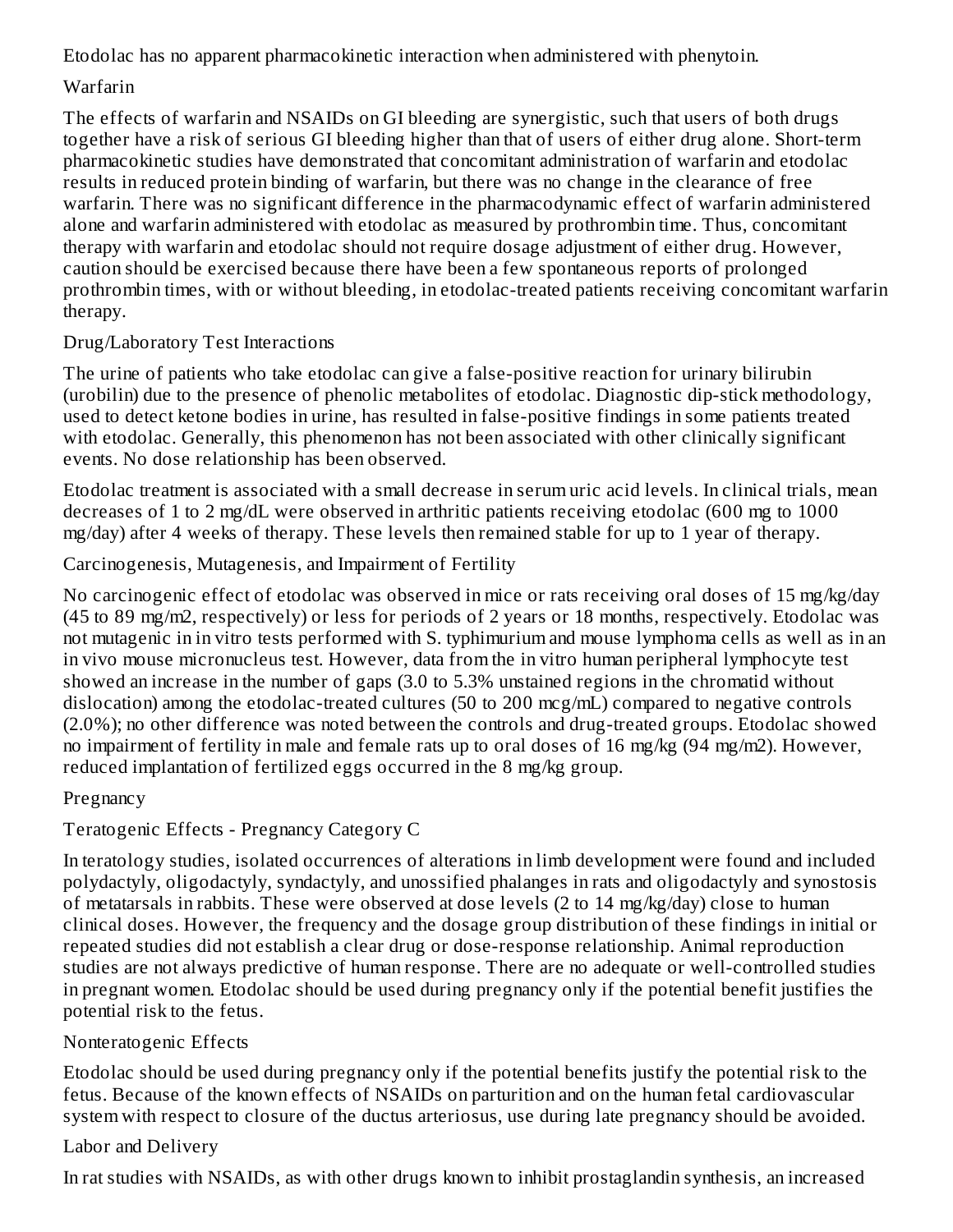Etodolac has no apparent pharmacokinetic interaction when administered with phenytoin.

### Warfarin

The effects of warfarin and NSAIDs on GI bleeding are synergistic, such that users of both drugs together have a risk of serious GI bleeding higher than that of users of either drug alone. Short-term pharmacokinetic studies have demonstrated that concomitant administration of warfarin and etodolac results in reduced protein binding of warfarin, but there was no change in the clearance of free warfarin. There was no significant difference in the pharmacodynamic effect of warfarin administered alone and warfarin administered with etodolac as measured by prothrombin time. Thus, concomitant therapy with warfarin and etodolac should not require dosage adjustment of either drug. However, caution should be exercised because there have been a few spontaneous reports of prolonged prothrombin times, with or without bleeding, in etodolac-treated patients receiving concomitant warfarin therapy.

### Drug/Laboratory Test Interactions

The urine of patients who take etodolac can give a false-positive reaction for urinary bilirubin (urobilin) due to the presence of phenolic metabolites of etodolac. Diagnostic dip-stick methodology, used to detect ketone bodies in urine, has resulted in false-positive findings in some patients treated with etodolac. Generally, this phenomenon has not been associated with other clinically significant events. No dose relationship has been observed.

Etodolac treatment is associated with a small decrease in serum uric acid levels. In clinical trials, mean decreases of 1 to 2 mg/dL were observed in arthritic patients receiving etodolac (600 mg to 1000 mg/day) after 4 weeks of therapy. These levels then remained stable for up to 1 year of therapy.

### Carcinogenesis, Mutagenesis, and Impairment of Fertility

No carcinogenic effect of etodolac was observed in mice or rats receiving oral doses of 15 mg/kg/day (45 to 89 mg/m2, respectively) or less for periods of 2 years or 18 months, respectively. Etodolac was not mutagenic in in vitro tests performed with S. typhimurium and mouse lymphoma cells as well as in an in vivo mouse micronucleus test. However, data from the in vitro human peripheral lymphocyte test showed an increase in the number of gaps (3.0 to 5.3% unstained regions in the chromatid without dislocation) among the etodolac-treated cultures (50 to 200 mcg/mL) compared to negative controls (2.0%); no other difference was noted between the controls and drug-treated groups. Etodolac showed no impairment of fertility in male and female rats up to oral doses of 16 mg/kg (94 mg/m2). However, reduced implantation of fertilized eggs occurred in the 8 mg/kg group.

### Pregnancy

#### Teratogenic Effects - Pregnancy Category C

In teratology studies, isolated occurrences of alterations in limb development were found and included polydactyly, oligodactyly, syndactyly, and unossified phalanges in rats and oligodactyly and synostosis of metatarsals in rabbits. These were observed at dose levels (2 to 14 mg/kg/day) close to human clinical doses. However, the frequency and the dosage group distribution of these findings in initial or repeated studies did not establish a clear drug or dose-response relationship. Animal reproduction studies are not always predictive of human response. There are no adequate or well-controlled studies in pregnant women. Etodolac should be used during pregnancy only if the potential benefit justifies the potential risk to the fetus.

#### Nonteratogenic Effects

Etodolac should be used during pregnancy only if the potential benefits justify the potential risk to the fetus. Because of the known effects of NSAIDs on parturition and on the human fetal cardiovascular system with respect to closure of the ductus arteriosus, use during late pregnancy should be avoided.

### Labor and Delivery

In rat studies with NSAIDs, as with other drugs known to inhibit prostaglandin synthesis, an increased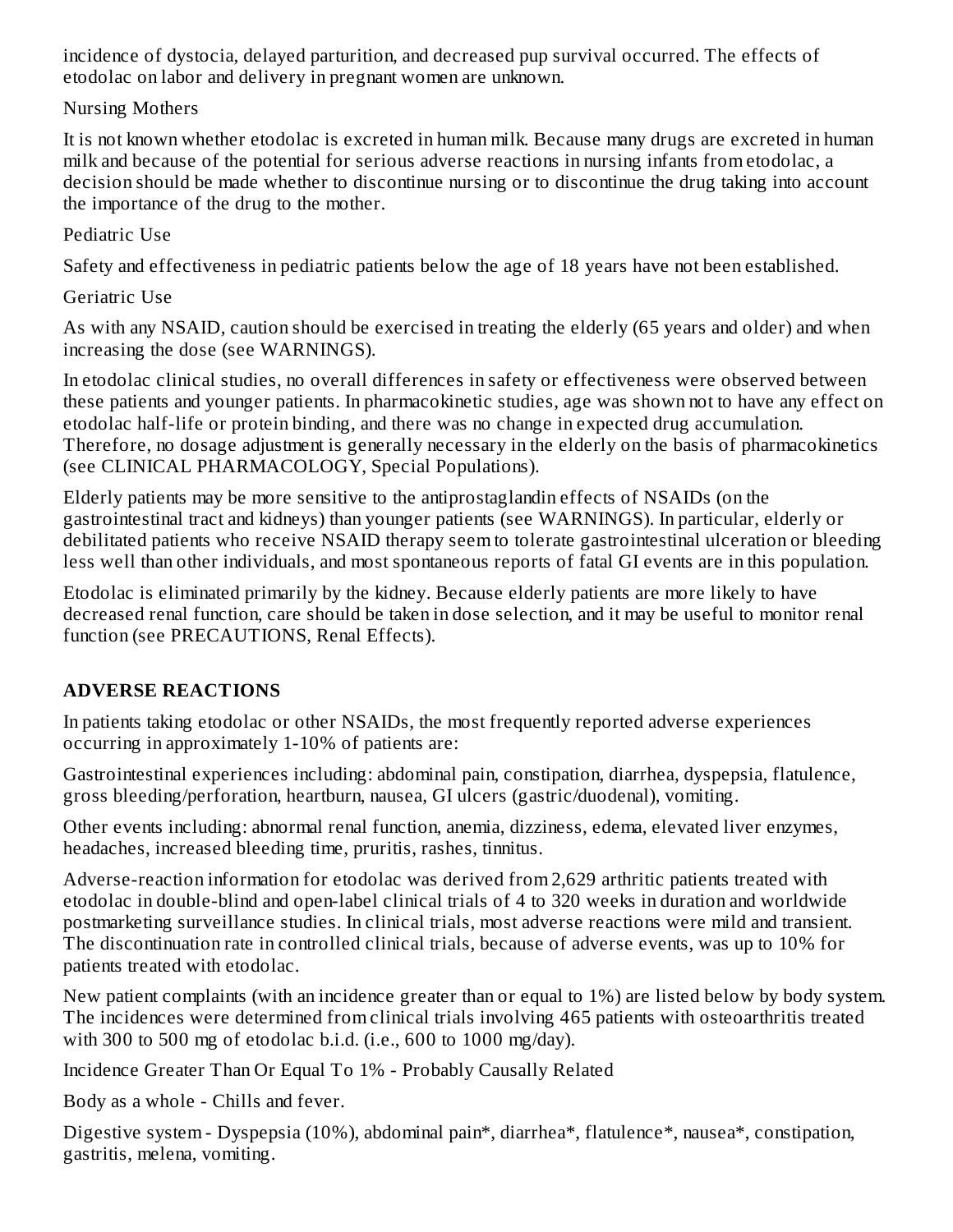incidence of dystocia, delayed parturition, and decreased pup survival occurred. The effects of etodolac on labor and delivery in pregnant women are unknown.

Nursing Mothers

It is not known whether etodolac is excreted in human milk. Because many drugs are excreted in human milk and because of the potential for serious adverse reactions in nursing infants from etodolac, a decision should be made whether to discontinue nursing or to discontinue the drug taking into account the importance of the drug to the mother.

Pediatric Use

Safety and effectiveness in pediatric patients below the age of 18 years have not been established.

Geriatric Use

As with any NSAID, caution should be exercised in treating the elderly (65 years and older) and when increasing the dose (see WARNINGS).

In etodolac clinical studies, no overall differences in safety or effectiveness were observed between these patients and younger patients. In pharmacokinetic studies, age was shown not to have any effect on etodolac half-life or protein binding, and there was no change in expected drug accumulation. Therefore, no dosage adjustment is generally necessary in the elderly on the basis of pharmacokinetics (see CLINICAL PHARMACOLOGY, Special Populations).

Elderly patients may be more sensitive to the antiprostaglandin effects of NSAIDs (on the gastrointestinal tract and kidneys) than younger patients (see WARNINGS). In particular, elderly or debilitated patients who receive NSAID therapy seem to tolerate gastrointestinal ulceration or bleeding less well than other individuals, and most spontaneous reports of fatal GI events are in this population.

Etodolac is eliminated primarily by the kidney. Because elderly patients are more likely to have decreased renal function, care should be taken in dose selection, and it may be useful to monitor renal function (see PRECAUTIONS, Renal Effects).

## ADVERSE REACTIONS

In patients taking etodolac or other NSAIDs, the most frequently reported adverse experiences occurring in approximately 1-10% of patients are:

Gastrointestinal experiences including: abdominal pain, constipation, diarrhea, dyspepsia, flatulence, gross bleeding/perforation, heartburn, nausea, GI ulcers (gastric/duodenal), vomiting.

Other events including: abnormal renal function, anemia, dizziness, edema, elevated liver enzymes, headaches, increased bleeding time, pruritis, rashes, tinnitus.

Adverse-reaction information for etodolac was derived from 2,629 arthritic patients treated with etodolac in double-blind and open-label clinical trials of 4 to 320 weeks in duration and worldwide postmarketing surveillance studies. In clinical trials, most adverse reactions were mild and transient. The discontinuation rate in controlled clinical trials, because of adverse events, was up to 10% for patients treated with etodolac.

New patient complaints (with an incidence greater than or equal to 1%) are listed below by body system. The incidences were determined from clinical trials involving 465 patients with osteoarthritis treated with 300 to 500 mg of etodolac b.i.d. (i.e., 600 to 1000 mg/day).

Incidence Greater Than Or Equal To 1% - Probably Causally Related

Body as a whole - Chills and fever.

Digestive system - Dyspepsia (10%), abdominal pain*, diarrhea*, flatulence*, nausea*, constipation, gastritis, melena, vomiting.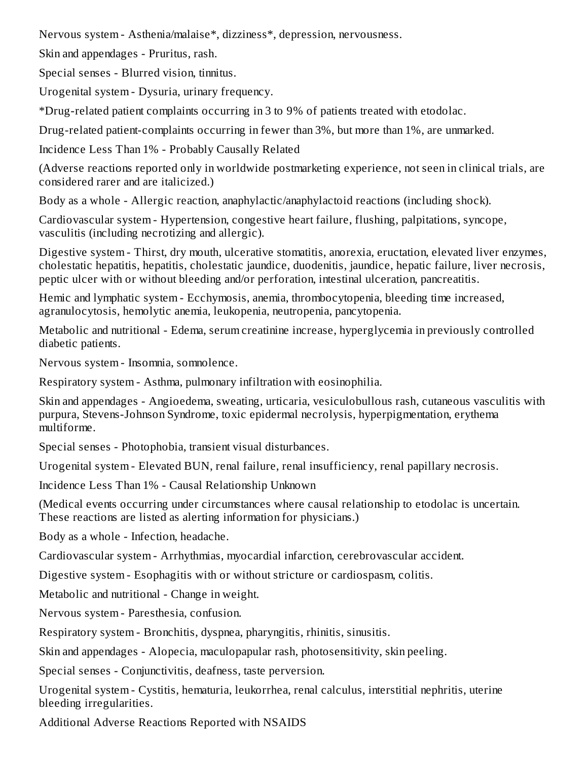Nervous system - Asthenia/malaise*, dizziness*, depression, nervousness.

Skin and appendages - Pruritus, rash.

Special senses - Blurred vision, tinnitus.

Urogenital system - Dysuria, urinary frequency.

*Drug-related patient complaints occurring in 3 to 9% of patients treated with etodolac.

Drug-related patient-complaints occurring in fewer than 3%, but more than 1%, are unmarked.

Incidence Less Than 1% - Probably Causally Related

(Adverse reactions reported only in worldwide postmarketing experience, not seen in clinical trials, are considered rarer and are italicized.)

Body as a whole - Allergic reaction, anaphylactic/anaphylactoid reactions (including shock).

Cardiovascular system - Hypertension, congestive heart failure, flushing, palpitations, syncope, vasculitis (including necrotizing and allergic).

Digestive system - Thirst, dry mouth, ulcerative stomatitis, anorexia, eructation, elevated liver enzymes, cholestatic hepatitis, hepatitis, cholestatic jaundice, duodenitis, jaundice, hepatic failure, liver necrosis, peptic ulcer with or without bleeding and/or perforation, intestinal ulceration, pancreatitis.

Hemic and lymphatic system - Ecchymosis, anemia, thrombocytopenia, bleeding time increased, agranulocytosis, hemolytic anemia, leukopenia, neutropenia, pancytopenia.

Metabolic and nutritional - Edema, serum creatinine increase, hyperglycemia in previously controlled diabetic patients.

Nervous system - Insomnia, somnolence.

Respiratory system - Asthma, pulmonary infiltration with eosinophilia.

Skin and appendages - Angioedema, sweating, urticaria, vesiculobullous rash, cutaneous vasculitis with purpura, Stevens-Johnson Syndrome, toxic epidermal necrolysis, hyperpigmentation, erythema multiforme.

Special senses - Photophobia, transient visual disturbances.

Urogenital system - Elevated BUN, renal failure, renal insufficiency, renal papillary necrosis.

Incidence Less Than 1% - Causal Relationship Unknown

(Medical events occurring under circumstances where causal relationship to etodolac is uncertain. These reactions are listed as alerting information for physicians.)

Body as a whole - Infection, headache.

Cardiovascular system - Arrhythmias, myocardial infarction, cerebrovascular accident.

Digestive system - Esophagitis with or without stricture or cardiospasm, colitis.

Metabolic and nutritional - Change in weight.

Nervous system - Paresthesia, confusion.

Respiratory system - Bronchitis, dyspnea, pharyngitis, rhinitis, sinusitis.

Skin and appendages - Alopecia, maculopapular rash, photosensitivity, skin peeling.

Special senses - Conjunctivitis, deafness, taste perversion.

Urogenital system - Cystitis, hematuria, leukorrhea, renal calculus, interstitial nephritis, uterine bleeding irregularities.

Additional Adverse Reactions Reported with NSAIDS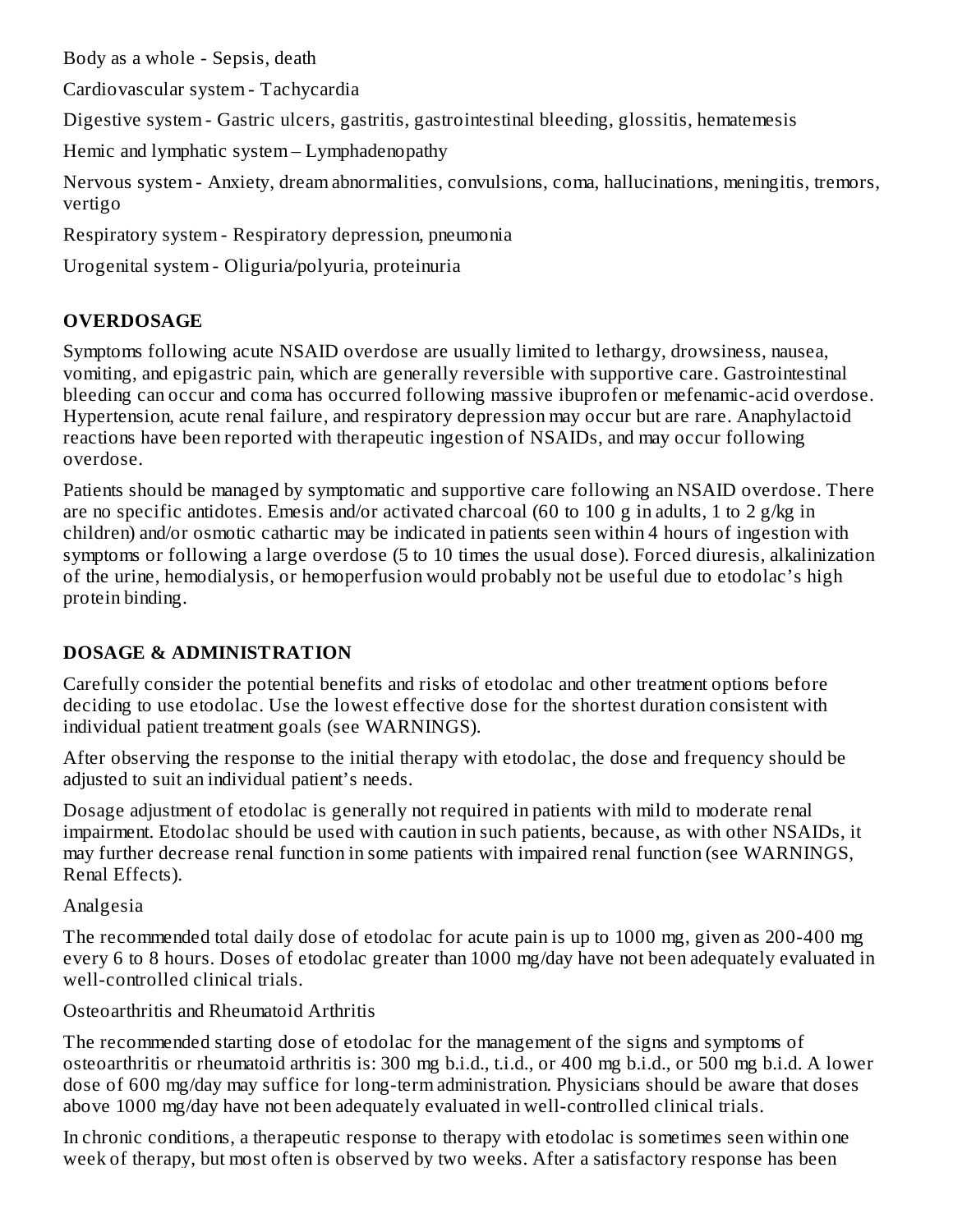Body as a whole - Sepsis, death

Cardiovascular system - Tachycardia

Digestive system - Gastric ulcers, gastritis, gastrointestinal bleeding, glossitis, hematemesis

Hemic and lymphatic system – Lymphadenopathy

Nervous system - Anxiety, dream abnormalities, convulsions, coma, hallucinations, meningitis, tremors, vertigo

Respiratory system - Respiratory depression, pneumonia

Urogenital system - Oliguria/polyuria, proteinuria

## OVERDOSAGE

Symptoms following acute NSAID overdose are usually limited to lethargy, drowsiness, nausea, vomiting, and epigastric pain, which are generally reversible with supportive care. Gastrointestinal bleeding can occur and coma has occurred following massive ibuprofen or mefenamic-acid overdose. Hypertension, acute renal failure, and respiratory depression may occur but are rare. Anaphylactoid reactions have been reported with therapeutic ingestion of NSAIDs, and may occur following overdose.

Patients should be managed by symptomatic and supportive care following an NSAID overdose. There are no specific antidotes. Emesis and/or activated charcoal (60 to 100 g in adults, 1 to 2 g/kg in children) and/or osmotic cathartic may be indicated in patients seen within 4 hours of ingestion with symptoms or following a large overdose (5 to 10 times the usual dose). Forced diuresis, alkalinization of the urine, hemodialysis, or hemoperfusion would probably not be useful due to etodolac's high protein binding.

## DOSAGE & ADMINISTRATION

Carefully consider the potential benefits and risks of etodolac and other treatment options before deciding to use etodolac. Use the lowest effective dose for the shortest duration consistent with individual patient treatment goals (see WARNINGS).

After observing the response to the initial therapy with etodolac, the dose and frequency should be adjusted to suit an individual patient's needs.

Dosage adjustment of etodolac is generally not required in patients with mild to moderate renal impairment. Etodolac should be used with caution in such patients, because, as with other NSAIDs, it may further decrease renal function in some patients with impaired renal function (see WARNINGS, Renal Effects).

Analgesia

The recommended total daily dose of etodolac for acute pain is up to 1000 mg, given as 200-400 mg every 6 to 8 hours. Doses of etodolac greater than 1000 mg/day have not been adequately evaluated in well-controlled clinical trials.

Osteoarthritis and Rheumatoid Arthritis

The recommended starting dose of etodolac for the management of the signs and symptoms of osteoarthritis or rheumatoid arthritis is: 300 mg b.i.d., t.i.d., or 400 mg b.i.d., or 500 mg b.i.d. A lower dose of 600 mg/day may suffice for long-term administration. Physicians should be aware that doses above 1000 mg/day have not been adequately evaluated in well-controlled clinical trials.

In chronic conditions, a therapeutic response to therapy with etodolac is sometimes seen within one week of therapy, but most often is observed by two weeks. After a satisfactory response has been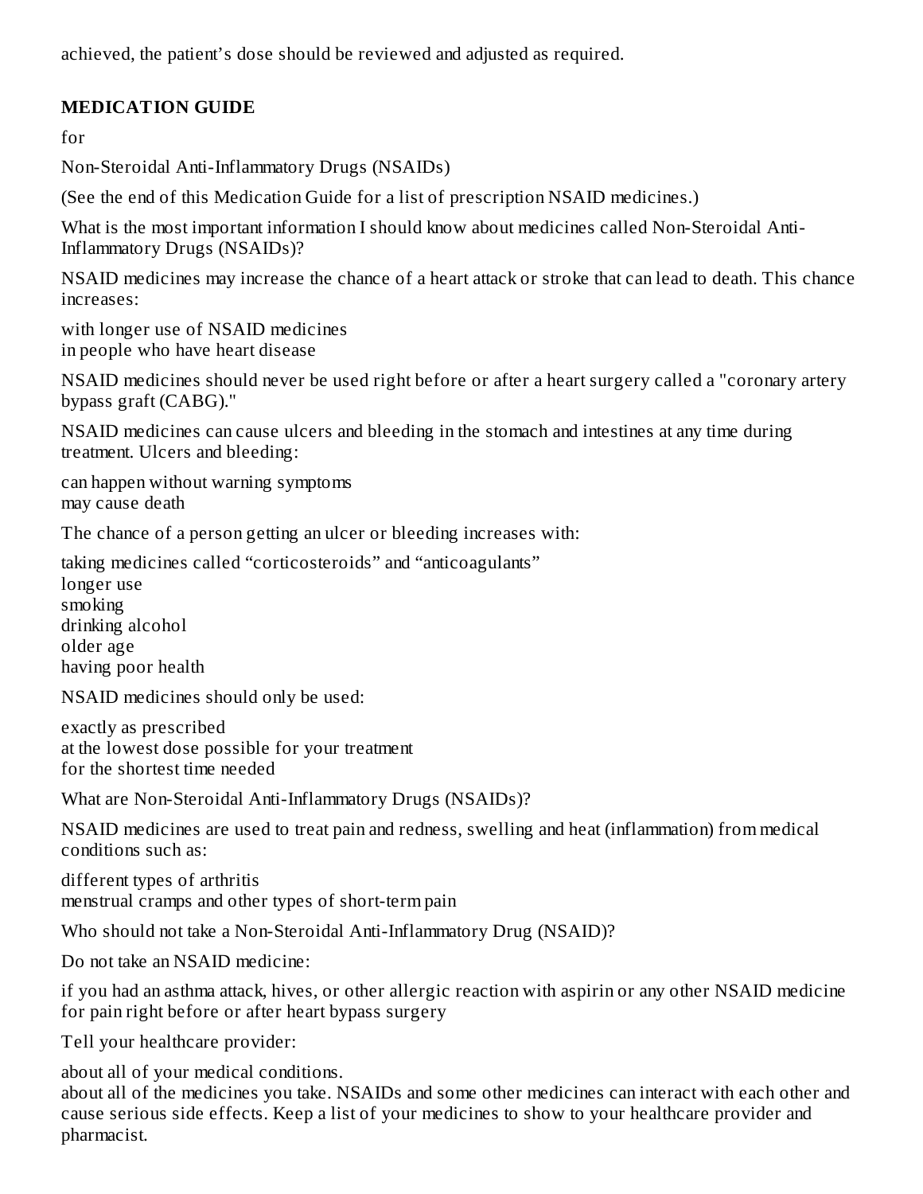achieved, the patient's dose should be reviewed and adjusted as required.

**MEDICATION GUIDE**

for

Non-Steroidal Anti-Inflammatory Drugs (NSAIDs)

(See the end of this Medication Guide for a list of prescription NSAID medicines.)

What is the most important information I should know about medicines called Non-Steroidal Anti-Inflammatory Drugs (NSAIDs)?

NSAID medicines may increase the chance of a heart attack or stroke that can lead to death. This chance increases:

- with longer use of NSAID medicines
- in people who have heart disease

NSAID medicines should never be used right before or after a heart surgery called a "coronary artery bypass graft (CABG)."

NSAID medicines can cause ulcers and bleeding in the stomach and intestines at any time during treatment. Ulcers and bleeding:

- can happen without warning symptoms
- may cause death

The chance of a person getting an ulcer or bleeding increases with:

- taking medicines called "corticosteroids" and "anticoagulants"
- longer use
- smoking
- drinking alcohol
- older age
- having poor health

NSAID medicines should only be used:

- exactly as prescribed
- at the lowest dose possible for your treatment
- for the shortest time needed

What are Non-Steroidal Anti-Inflammatory Drugs (NSAIDs)?

NSAID medicines are used to treat pain and redness, swelling and heat (inflammation) from medical conditions such as:

- different types of arthritis
- menstrual cramps and other types of short-term pain

Who should not take a Non-Steroidal Anti-Inflammatory Drug (NSAID)?

Do not take an NSAID medicine:

- if you had an asthma attack, hives, or other allergic reaction with aspirin or any other NSAID medicine
- for pain right before or after heart bypass surgery

Tell your healthcare provider:

- about all of your medical conditions.
- about all of the medicines you take. NSAIDs and some other medicines can interact with each other and cause serious side effects. Keep a list of your medicines to show to your healthcare provider and pharmacist.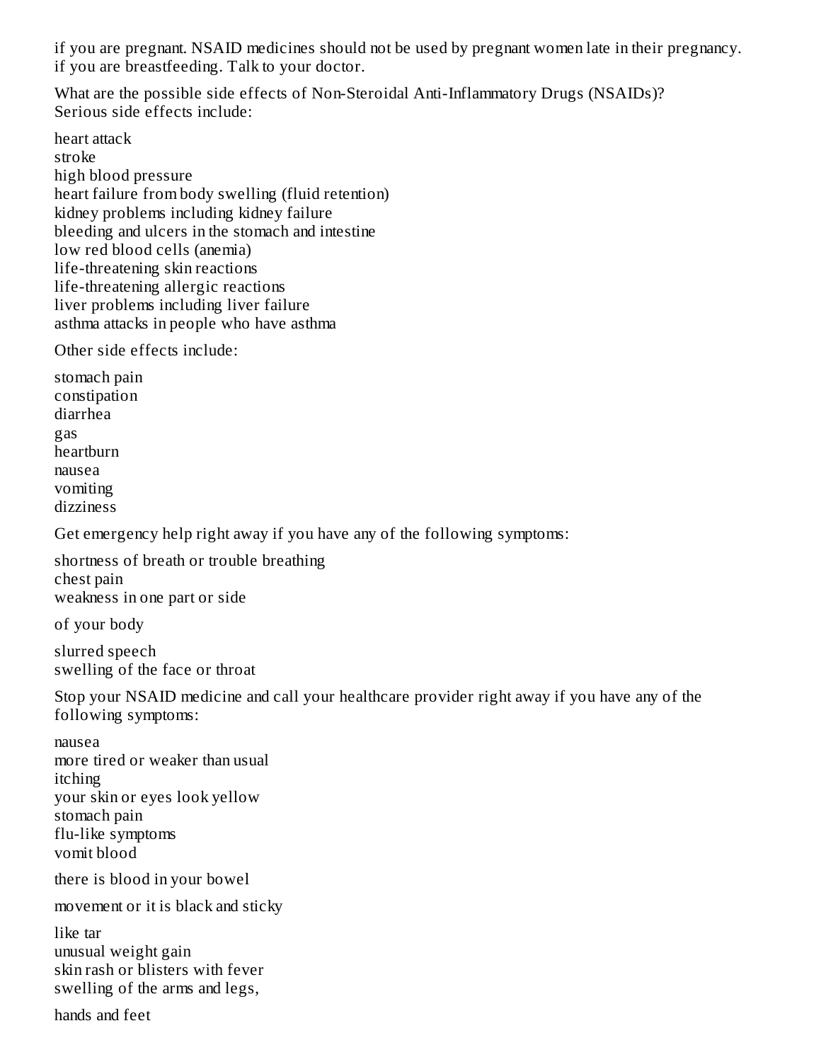if you are pregnant. NSAID medicines should not be used by pregnant women late in their pregnancy.
if you are breastfeeding. Talk to your doctor.

What are the possible side effects of Non-Steroidal Anti-Inflammatory Drugs (NSAIDs)?
Serious side effects include:

heart attack
stroke
high blood pressure
heart failure from body swelling (fluid retention)
kidney problems including kidney failure
bleeding and ulcers in the stomach and intestine
low red blood cells (anemia)
life-threatening skin reactions
life-threatening allergic reactions
liver problems including liver failure
asthma attacks in people who have asthma

Other side effects include:

stomach pain
constipation
diarrhea
gas
heartburn
nausea
vomiting
dizziness

Get emergency help right away if you have any of the following symptoms:

shortness of breath or trouble breathing
chest pain
weakness in one part or side

of your body

slurred speech
swelling of the face or throat

Stop your NSAID medicine and call your healthcare provider right away if you have any of the following symptoms:

nausea
more tired or weaker than usual
itching
your skin or eyes look yellow
stomach pain
flu-like symptoms
vomit blood

there is blood in your bowel

movement or it is black and sticky

like tar
unusual weight gain
skin rash or blisters with fever
swelling of the arms and legs,

hands and feet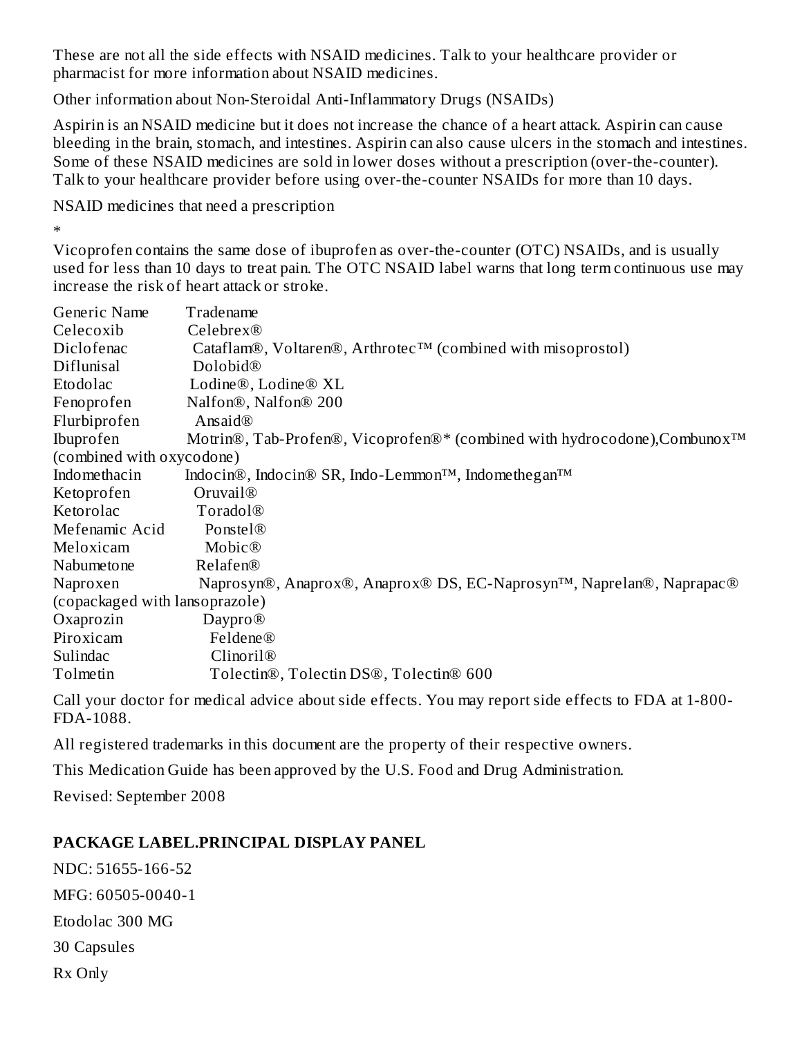These are not all the side effects with NSAID medicines. Talk to your healthcare provider or pharmacist for more information about NSAID medicines.

Other information about Non-Steroidal Anti-Inflammatory Drugs (NSAIDs)

Aspirin is an NSAID medicine but it does not increase the chance of a heart attack. Aspirin can cause bleeding in the brain, stomach, and intestines. Aspirin can also cause ulcers in the stomach and intestines. Some of these NSAID medicines are sold in lower doses without a prescription (over-the-counter). Talk to your healthcare provider before using over-the-counter NSAIDs for more than 10 days.

NSAID medicines that need a prescription

*

Vicoprofen contains the same dose of ibuprofen as over-the-counter (OTC) NSAIDs, and is usually used for less than 10 days to treat pain. The OTC NSAID label warns that long term continuous use may increase the risk of heart attack or stroke.

| Generic Name | Tradename |
| --- | --- |
| Celecoxib | Celebrex® |
| Diclofenac | Cataflam®, Voltaren®, Arthrotec™ (combined with misoprostol) |
| Diflunisal | Dolobid® |
| Etodolac | Lodine®, Lodine® XL |
| Fenoprofen | Nalfon®, Nalfon® 200 |
| Flurbiprofen | Ansaid® |
| Ibuprofen | Motrin®, Tab-Profen®, Vicoprofen®* (combined with hydrocodone),Combunox™ (combined with oxycodone) |
| Indomethacin | Indocin®, Indocin® SR, Indo-Lemmon™, Indomethegan™ |
| Ketoprofen | Oruvail® |
| Ketorolac | Toradol® |
| Mefenamic Acid | Ponstel® |
| Meloxicam | Mobic® |
| Nabumetone | Relafen® |
| Naproxen | Naprosyn®, Anaprox®, Anaprox® DS, EC-Naprosyn™, Naprelan®, Naprapac® (copackaged with lansoprazole) |
| Oxaprozin | Daypro® |
| Piroxicam | Feldene® |
| Sulindac | Clinoril® |
| Tolmetin | Tolectin®, Tolectin DS®, Tolectin® 600 |

Call your doctor for medical advice about side effects. You may report side effects to FDA at 1-800-FDA-1088.

All registered trademarks in this document are the property of their respective owners.

This Medication Guide has been approved by the U.S. Food and Drug Administration.

Revised: September 2008

**PACKAGE LABEL.PRINCIPAL DISPLAY PANEL**

NDC: 51655-166-52

MFG: 60505-0040-1

Etodolac 300 MG

30 Capsules

Rx Only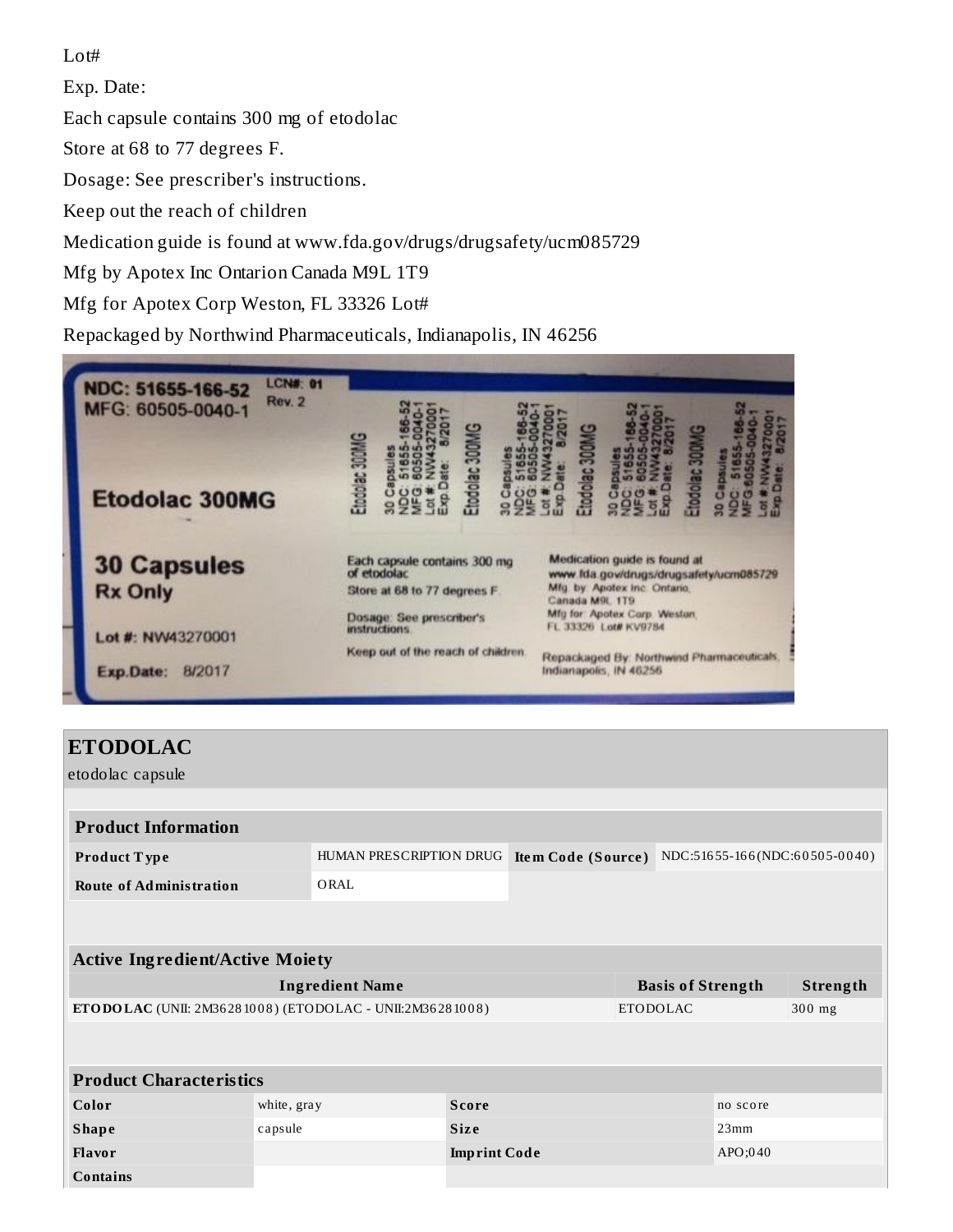Lot#

Exp. Date:

Each capsule contains 300 mg of etodolac

Store at 68 to 77 degrees F.

Dosage: See prescriber's instructions.

Keep out the reach of children

Medication guide is found at www.fda.gov/drugs/drugsafety/ucm085729

Mfg by Apotex Inc Ontarion Canada M9L 1T9

Mfg for Apotex Corp Weston, FL 33326 Lot#

Repackaged by Northwind Pharmaceuticals, Indianapolis, IN 46256

NDC: 51655-166-52 LCN#: 01
MFG: 60505-0040-1 Rev. 2

Etodolac 300MG

30 Capsules
Rx Only

Lot #: NW43270001

Exp.Date: 8/2017

Etodolac 300MG
30 Capsules
NDC: 51655-166-52
MFG: 60505-0040-1
Lot #: NW43270001
Exp.Date: 8/2017

Each capsule contains 300 mg of etodolac

Store at 68 to 77 degrees F.

Dosage: See prescriber's instructions.

Keep out of the reach of children.

Medication guide is found at www.fda.gov/drugs/drugsafety/ucm085729

Mfg. by: Apotex Inc. Ontario, Canada M9L 1T9

Mfg for: Apotex Corp. Weston, FL 33326 Lot# KV9784

Repackaged By: Northwind Pharmaceuticals, Indianapolis, IN 46256

## ETODOLAC

etodolac capsule

| Product Information | | | |
|---|---|---|---|
| **Product Type** | HUMAN PRESCRIPTION DRUG | **Item Code (Source)** | NDC:51655-166(NDC:60505-0040) |
| **Route of Administration** | ORAL | | |

| Active Ingredient/Active Moiety | | |
|---|---|---|
| **Ingredient Name** | **Basis of Strength** | **Strength** |
| **ETODOLAC** (UNII: 2M36281008) (ETODOLAC - UNII:2M36281008) | ETODOLAC | 300 mg |

| Product Characteristics | | | |
|---|---|---|---|
| **Color** | white, gray | **Score** | no score |
| **Shape** | capsule | **Size** | 23mm |
| **Flavor** | | **Imprint Code** | APO;040 |
| **Contains** | | | |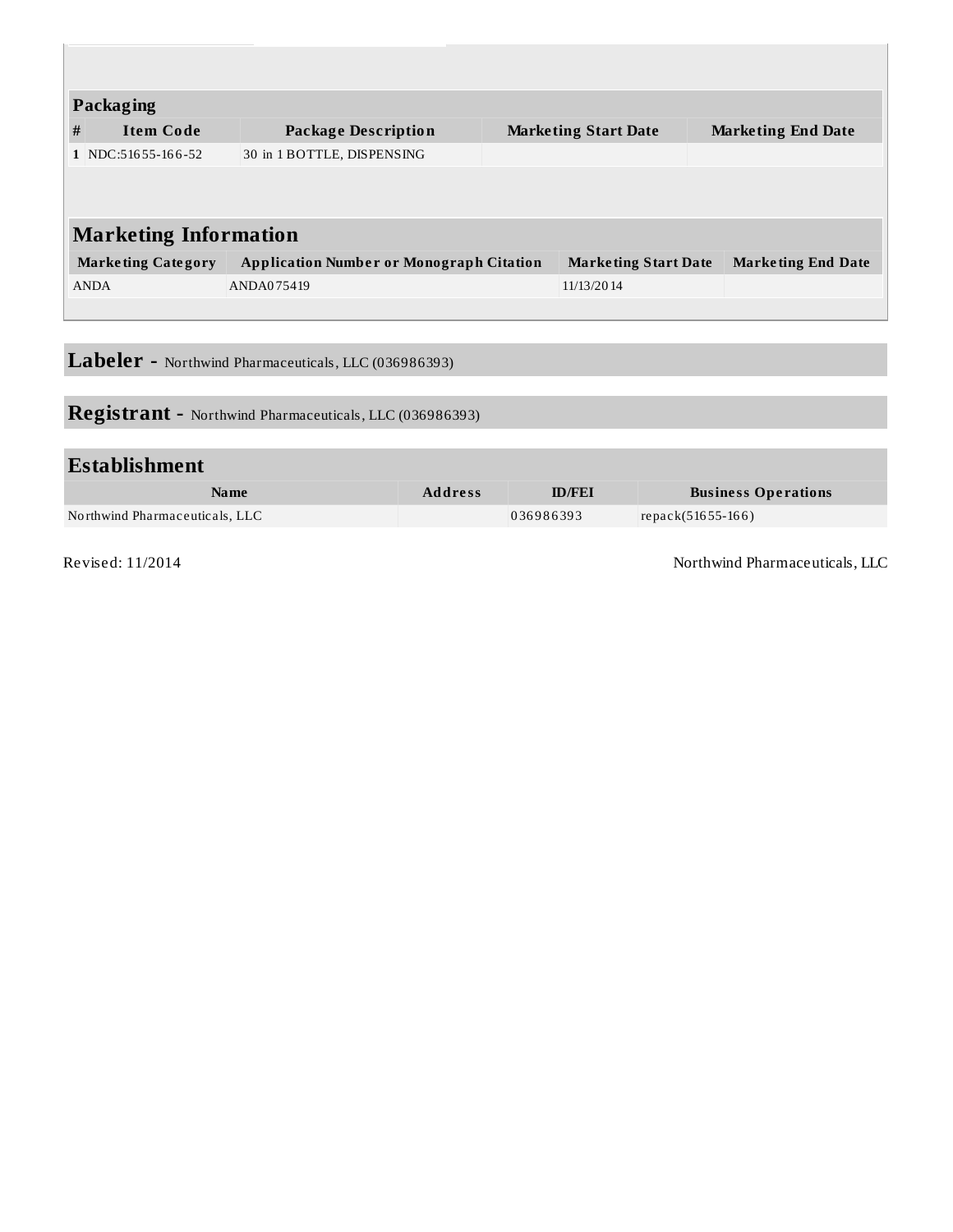| Packaging | | | | |
|---|---|---|---|---|
| # | Item Code | Package Description | Marketing Start Date | Marketing End Date |
| 1 | NDC:51655-166-52 | 30 in 1 BOTTLE, DISPENSING | | |

## Marketing Information

| Marketing Category | Application Number or Monograph Citation | Marketing Start Date | Marketing End Date |
|---|---|---|---|
| ANDA | ANDA075419 | 11/13/2014 | |

## Labeler - Northwind Pharmaceuticals, LLC (036986393)

## Registrant - Northwind Pharmaceuticals, LLC (036986393)

## Establishment

| Name | Address | ID/FEI | Business Operations |
|---|---|---|---|
| Northwind Pharmaceuticals, LLC | | 036986393 | repack(51655-166) |

Revised: 11/2014

Northwind Pharmaceuticals, LLC